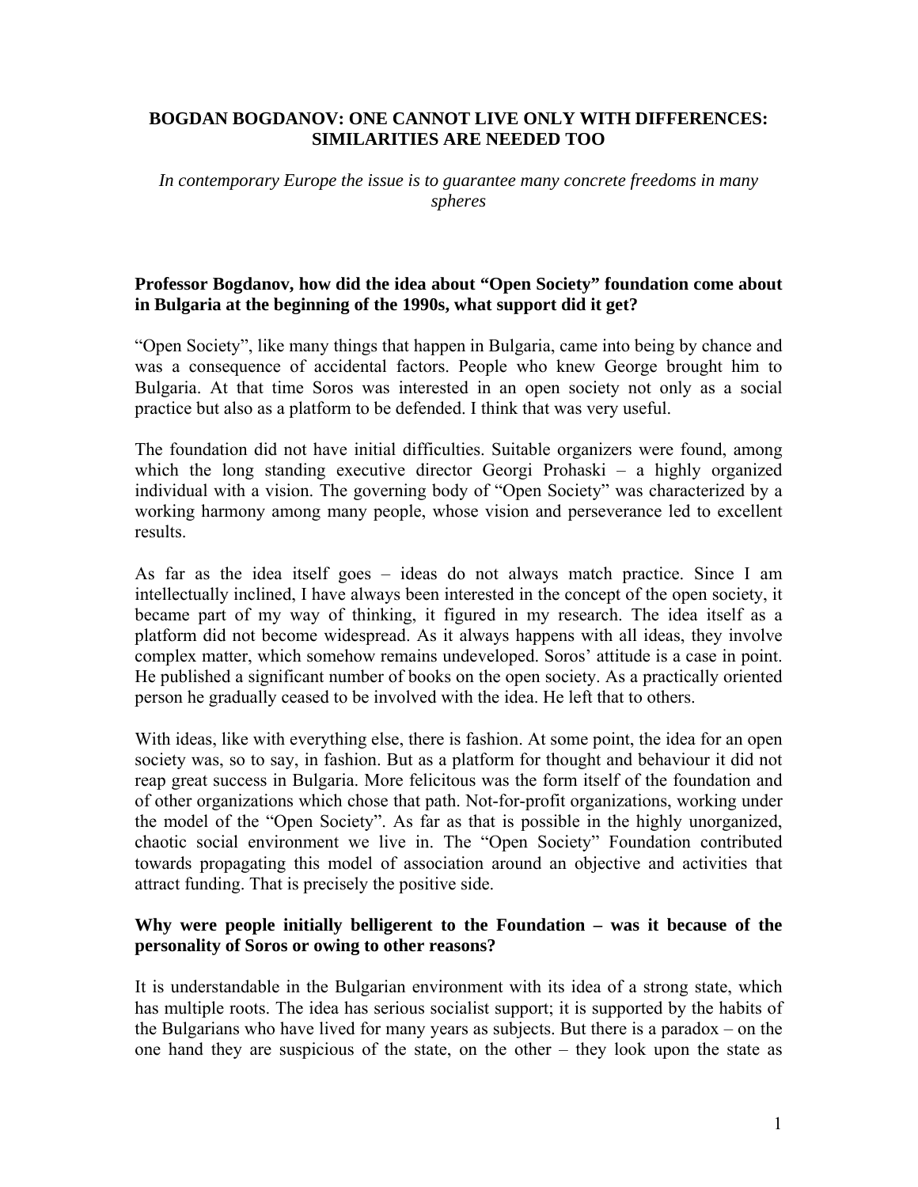# BOGDAN BOGDANOV: ONE CANNOT LIVE ONLY WITH DIFFERENCES: SIMILARITIES ARE NEEDED TOO

*In contemporary Europe the issue is to guarantee many concrete freedoms in many spheres*

**Professor Bogdanov, how did the idea about "Open Society" foundation come about in Bulgaria at the beginning of the 1990s, what support did it get?**

"Open Society", like many things that happen in Bulgaria, came into being by chance and was a consequence of accidental factors. People who knew George brought him to Bulgaria. At that time Soros was interested in an open society not only as a social practice but also as a platform to be defended. I think that was very useful.

The foundation did not have initial difficulties. Suitable organizers were found, among which the long standing executive director Georgi Prohaski – a highly organized individual with a vision. The governing body of "Open Society" was characterized by a working harmony among many people, whose vision and perseverance led to excellent results.

As far as the idea itself goes – ideas do not always match practice. Since I am intellectually inclined, I have always been interested in the concept of the open society, it became part of my way of thinking, it figured in my research. The idea itself as a platform did not become widespread. As it always happens with all ideas, they involve complex matter, which somehow remains undeveloped. Soros' attitude is a case in point. He published a significant number of books on the open society. As a practically oriented person he gradually ceased to be involved with the idea. He left that to others.

With ideas, like with everything else, there is fashion. At some point, the idea for an open society was, so to say, in fashion. But as a platform for thought and behaviour it did not reap great success in Bulgaria. More felicitous was the form itself of the foundation and of other organizations which chose that path. Not-for-profit organizations, working under the model of the "Open Society". As far as that is possible in the highly unorganized, chaotic social environment we live in. The "Open Society" Foundation contributed towards propagating this model of association around an objective and activities that attract funding. That is precisely the positive side.

**Why were people initially belligerent to the Foundation – was it because of the personality of Soros or owing to other reasons?**

It is understandable in the Bulgarian environment with its idea of a strong state, which has multiple roots. The idea has serious socialist support; it is supported by the habits of the Bulgarians who have lived for many years as subjects. But there is a paradox – on the one hand they are suspicious of the state, on the other – they look upon the state as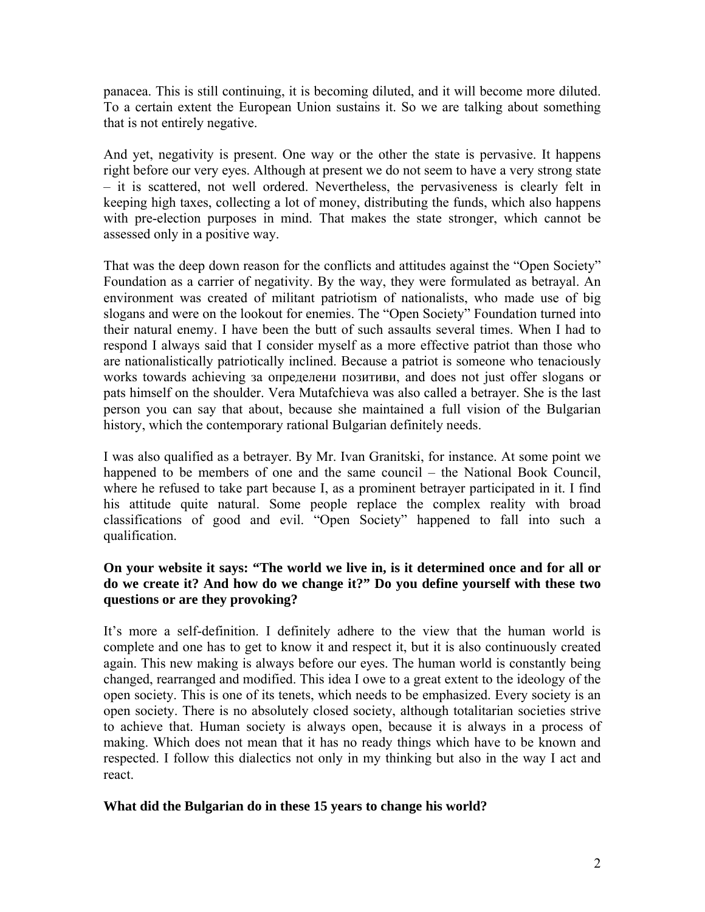panacea. This is still continuing, it is becoming diluted, and it will become more diluted. To a certain extent the European Union sustains it. So we are talking about something that is not entirely negative.

And yet, negativity is present. One way or the other the state is pervasive. It happens right before our very eyes. Although at present we do not seem to have a very strong state – it is scattered, not well ordered. Nevertheless, the pervasiveness is clearly felt in keeping high taxes, collecting a lot of money, distributing the funds, which also happens with pre-election purposes in mind. That makes the state stronger, which cannot be assessed only in a positive way.

That was the deep down reason for the conflicts and attitudes against the "Open Society" Foundation as a carrier of negativity. By the way, they were formulated as betrayal. An environment was created of militant patriotism of nationalists, who made use of big slogans and were on the lookout for enemies. The "Open Society" Foundation turned into their natural enemy. I have been the butt of such assaults several times. When I had to respond I always said that I consider myself as a more effective patriot than those who are nationalistically patriotically inclined. Because a patriot is someone who tenaciously works towards achieving за определени позитиви, and does not just offer slogans or pats himself on the shoulder. Vera Mutafchieva was also called a betrayer. She is the last person you can say that about, because she maintained a full vision of the Bulgarian history, which the contemporary rational Bulgarian definitely needs.

I was also qualified as a betrayer. By Mr. Ivan Granitski, for instance. At some point we happened to be members of one and the same council – the National Book Council, where he refused to take part because I, as a prominent betrayer participated in it. I find his attitude quite natural. Some people replace the complex reality with broad classifications of good and evil. "Open Society" happened to fall into such a qualification.

**On your website it says: "The world we live in, is it determined once and for all or do we create it? And how do we change it?" Do you define yourself with these two questions or are they provoking?**

It's more a self-definition. I definitely adhere to the view that the human world is complete and one has to get to know it and respect it, but it is also continuously created again. This new making is always before our eyes. The human world is constantly being changed, rearranged and modified. This idea I owe to a great extent to the ideology of the open society. This is one of its tenets, which needs to be emphasized. Every society is an open society. There is no absolutely closed society, although totalitarian societies strive to achieve that. Human society is always open, because it is always in a process of making. Which does not mean that it has no ready things which have to be known and respected. I follow this dialectics not only in my thinking but also in the way I act and react.

**What did the Bulgarian do in these 15 years to change his world?**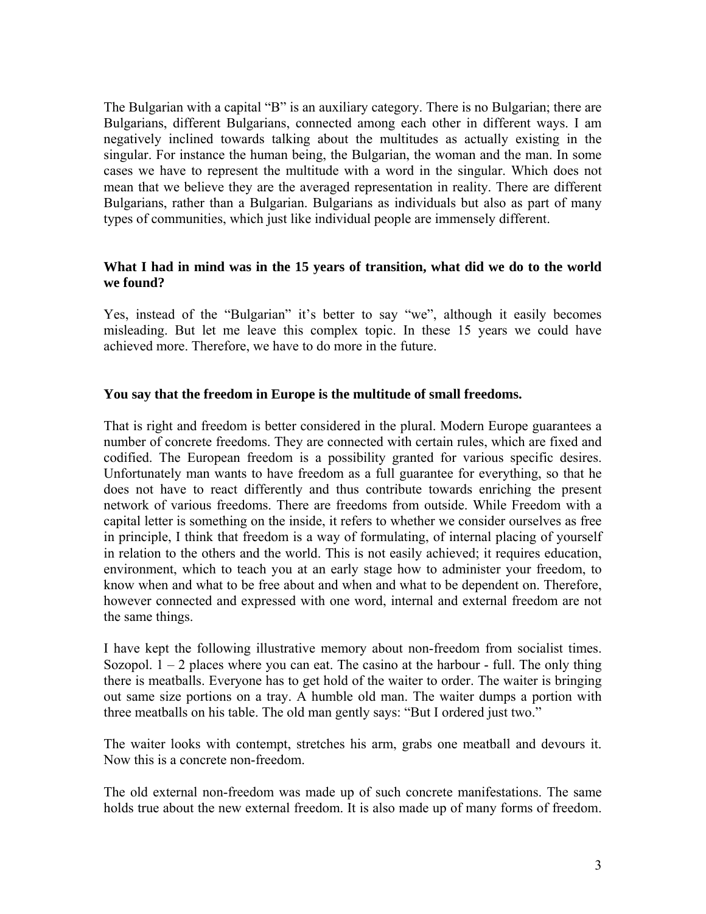The Bulgarian with a capital "B" is an auxiliary category. There is no Bulgarian; there are Bulgarians, different Bulgarians, connected among each other in different ways. I am negatively inclined towards talking about the multitudes as actually existing in the singular. For instance the human being, the Bulgarian, the woman and the man. In some cases we have to represent the multitude with a word in the singular. Which does not mean that we believe they are the averaged representation in reality. There are different Bulgarians, rather than a Bulgarian. Bulgarians as individuals but also as part of many types of communities, which just like individual people are immensely different.

**What I had in mind was in the 15 years of transition, what did we do to the world we found?**

Yes, instead of the "Bulgarian" it's better to say "we", although it easily becomes misleading. But let me leave this complex topic. In these 15 years we could have achieved more. Therefore, we have to do more in the future.

**You say that the freedom in Europe is the multitude of small freedoms.**

That is right and freedom is better considered in the plural. Modern Europe guarantees a number of concrete freedoms. They are connected with certain rules, which are fixed and codified. The European freedom is a possibility granted for various specific desires. Unfortunately man wants to have freedom as a full guarantee for everything, so that he does not have to react differently and thus contribute towards enriching the present network of various freedoms. There are freedoms from outside. While Freedom with a capital letter is something on the inside, it refers to whether we consider ourselves as free in principle, I think that freedom is a way of formulating, of internal placing of yourself in relation to the others and the world. This is not easily achieved; it requires education, environment, which to teach you at an early stage how to administer your freedom, to know when and what to be free about and when and what to be dependent on. Therefore, however connected and expressed with one word, internal and external freedom are not the same things.

I have kept the following illustrative memory about non-freedom from socialist times. Sozopol. 1 – 2 places where you can eat. The casino at the harbour - full. The only thing there is meatballs. Everyone has to get hold of the waiter to order. The waiter is bringing out same size portions on a tray. A humble old man. The waiter dumps a portion with three meatballs on his table. The old man gently says: "But I ordered just two."

The waiter looks with contempt, stretches his arm, grabs one meatball and devours it. Now this is a concrete non-freedom.

The old external non-freedom was made up of such concrete manifestations. The same holds true about the new external freedom. It is also made up of many forms of freedom.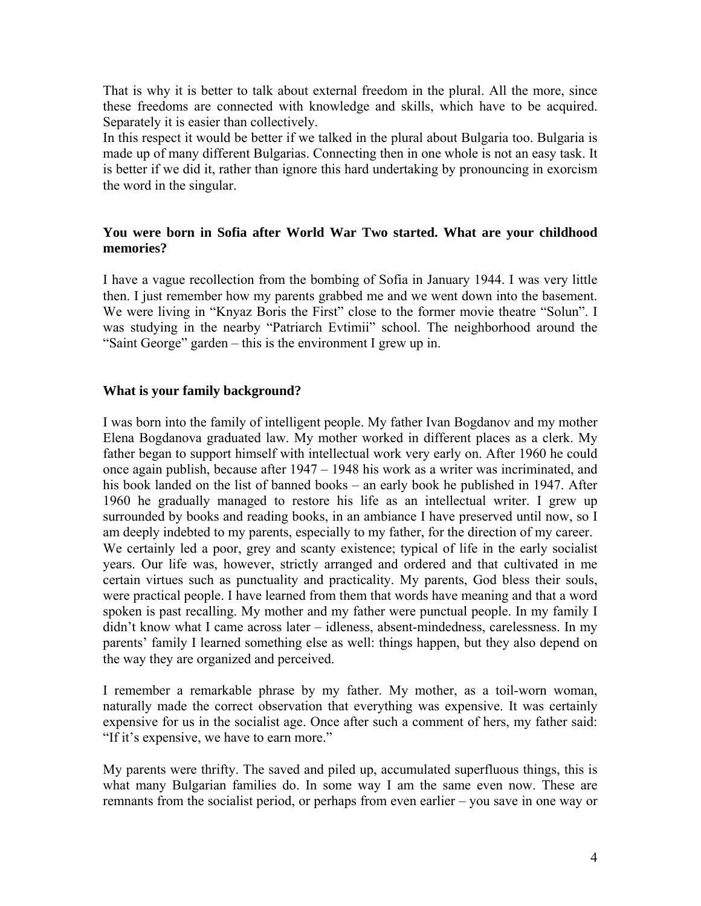That is why it is better to talk about external freedom in the plural. All the more, since these freedoms are connected with knowledge and skills, which have to be acquired. Separately it is easier than collectively.
In this respect it would be better if we talked in the plural about Bulgaria too. Bulgaria is made up of many different Bulgarias. Connecting then in one whole is not an easy task. It is better if we did it, rather than ignore this hard undertaking by pronouncing in exorcism the word in the singular.

**You were born in Sofia after World War Two started. What are your childhood memories?**

I have a vague recollection from the bombing of Sofia in January 1944. I was very little then. I just remember how my parents grabbed me and we went down into the basement. We were living in "Knyaz Boris the First" close to the former movie theatre "Solun". I was studying in the nearby "Patriarch Evtimii" school. The neighborhood around the "Saint George" garden – this is the environment I grew up in.

**What is your family background?**

I was born into the family of intelligent people. My father Ivan Bogdanov and my mother Elena Bogdanova graduated law. My mother worked in different places as a clerk. My father began to support himself with intellectual work very early on. After 1960 he could once again publish, because after 1947 – 1948 his work as a writer was incriminated, and his book landed on the list of banned books – an early book he published in 1947. After 1960 he gradually managed to restore his life as an intellectual writer. I grew up surrounded by books and reading books, in an ambiance I have preserved until now, so I am deeply indebted to my parents, especially to my father, for the direction of my career.
We certainly led a poor, grey and scanty existence; typical of life in the early socialist years. Our life was, however, strictly arranged and ordered and that cultivated in me certain virtues such as punctuality and practicality. My parents, God bless their souls, were practical people. I have learned from them that words have meaning and that a word spoken is past recalling. My mother and my father were punctual people. In my family I didn't know what I came across later – idleness, absent-mindedness, carelessness. In my parents' family I learned something else as well: things happen, but they also depend on the way they are organized and perceived.

I remember a remarkable phrase by my father. My mother, as a toil-worn woman, naturally made the correct observation that everything was expensive. It was certainly expensive for us in the socialist age. Once after such a comment of hers, my father said: "If it's expensive, we have to earn more."

My parents were thrifty. The saved and piled up, accumulated superfluous things, this is what many Bulgarian families do. In some way I am the same even now. These are remnants from the socialist period, or perhaps from even earlier – you save in one way or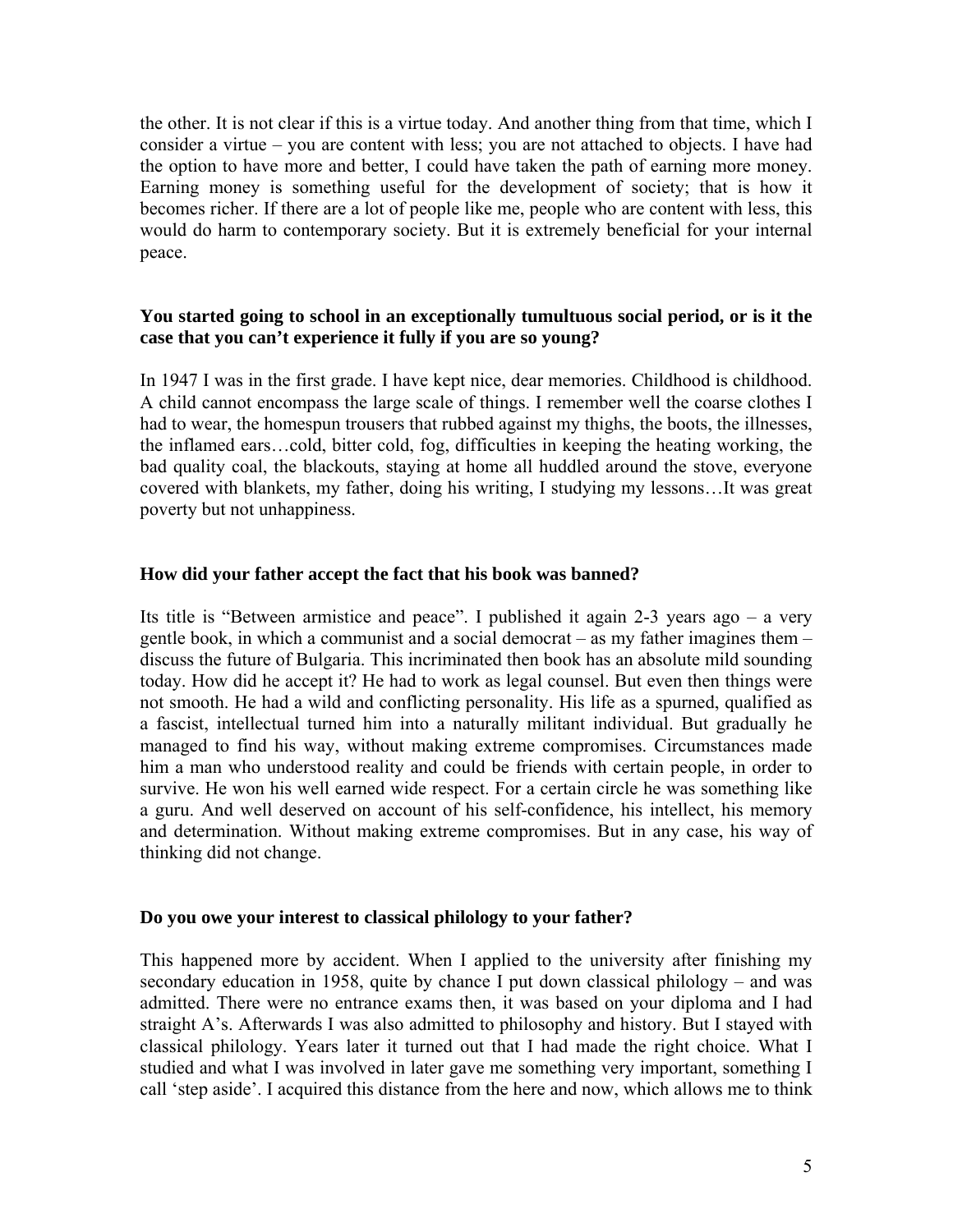the other. It is not clear if this is a virtue today. And another thing from that time, which I consider a virtue – you are content with less; you are not attached to objects. I have had the option to have more and better, I could have taken the path of earning more money. Earning money is something useful for the development of society; that is how it becomes richer. If there are a lot of people like me, people who are content with less, this would do harm to contemporary society. But it is extremely beneficial for your internal peace.

**You started going to school in an exceptionally tumultuous social period, or is it the case that you can't experience it fully if you are so young?**

In 1947 I was in the first grade. I have kept nice, dear memories. Childhood is childhood. A child cannot encompass the large scale of things. I remember well the coarse clothes I had to wear, the homespun trousers that rubbed against my thighs, the boots, the illnesses, the inflamed ears…cold, bitter cold, fog, difficulties in keeping the heating working, the bad quality coal, the blackouts, staying at home all huddled around the stove, everyone covered with blankets, my father, doing his writing, I studying my lessons…It was great poverty but not unhappiness.

**How did your father accept the fact that his book was banned?**

Its title is "Between armistice and peace". I published it again 2-3 years ago – a very gentle book, in which a communist and a social democrat – as my father imagines them – discuss the future of Bulgaria. This incriminated then book has an absolute mild sounding today. How did he accept it? He had to work as legal counsel. But even then things were not smooth. He had a wild and conflicting personality. His life as a spurned, qualified as a fascist, intellectual turned him into a naturally militant individual. But gradually he managed to find his way, without making extreme compromises. Circumstances made him a man who understood reality and could be friends with certain people, in order to survive. He won his well earned wide respect. For a certain circle he was something like a guru. And well deserved on account of his self-confidence, his intellect, his memory and determination. Without making extreme compromises. But in any case, his way of thinking did not change.

**Do you owe your interest to classical philology to your father?**

This happened more by accident. When I applied to the university after finishing my secondary education in 1958, quite by chance I put down classical philology – and was admitted. There were no entrance exams then, it was based on your diploma and I had straight A's. Afterwards I was also admitted to philosophy and history. But I stayed with classical philology. Years later it turned out that I had made the right choice. What I studied and what I was involved in later gave me something very important, something I call 'step aside'. I acquired this distance from the here and now, which allows me to think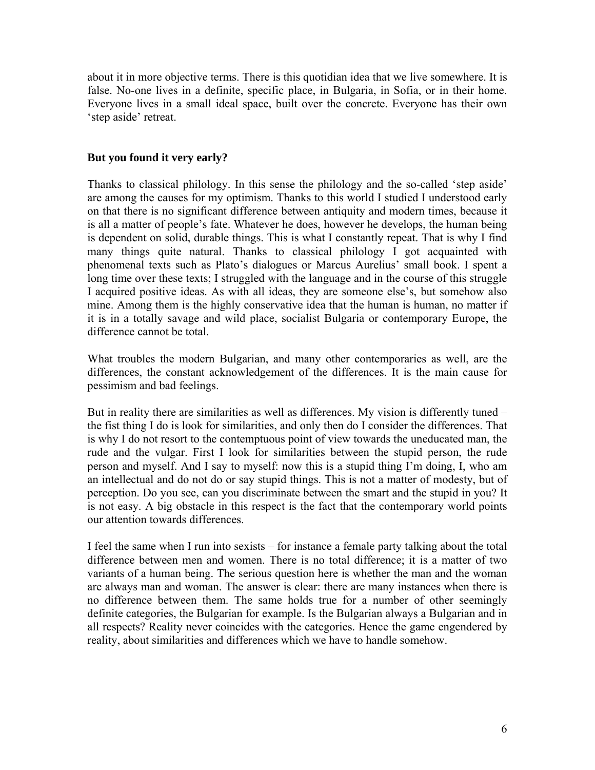about it in more objective terms. There is this quotidian idea that we live somewhere. It is false. No-one lives in a definite, specific place, in Bulgaria, in Sofia, or in their home. Everyone lives in a small ideal space, built over the concrete. Everyone has their own 'step aside' retreat.

**But you found it very early?**

Thanks to classical philology. In this sense the philology and the so-called 'step aside' are among the causes for my optimism. Thanks to this world I studied I understood early on that there is no significant difference between antiquity and modern times, because it is all a matter of people's fate. Whatever he does, however he develops, the human being is dependent on solid, durable things. This is what I constantly repeat. That is why I find many things quite natural. Thanks to classical philology I got acquainted with phenomenal texts such as Plato's dialogues or Marcus Aurelius' small book. I spent a long time over these texts; I struggled with the language and in the course of this struggle I acquired positive ideas. As with all ideas, they are someone else's, but somehow also mine. Among them is the highly conservative idea that the human is human, no matter if it is in a totally savage and wild place, socialist Bulgaria or contemporary Europe, the difference cannot be total.

What troubles the modern Bulgarian, and many other contemporaries as well, are the differences, the constant acknowledgement of the differences. It is the main cause for pessimism and bad feelings.

But in reality there are similarities as well as differences. My vision is differently tuned – the fist thing I do is look for similarities, and only then do I consider the differences. That is why I do not resort to the contemptuous point of view towards the uneducated man, the rude and the vulgar. First I look for similarities between the stupid person, the rude person and myself. And I say to myself: now this is a stupid thing I'm doing, I, who am an intellectual and do not do or say stupid things. This is not a matter of modesty, but of perception. Do you see, can you discriminate between the smart and the stupid in you? It is not easy. A big obstacle in this respect is the fact that the contemporary world points our attention towards differences.

I feel the same when I run into sexists – for instance a female party talking about the total difference between men and women. There is no total difference; it is a matter of two variants of a human being. The serious question here is whether the man and the woman are always man and woman. The answer is clear: there are many instances when there is no difference between them. The same holds true for a number of other seemingly definite categories, the Bulgarian for example. Is the Bulgarian always a Bulgarian and in all respects? Reality never coincides with the categories. Hence the game engendered by reality, about similarities and differences which we have to handle somehow.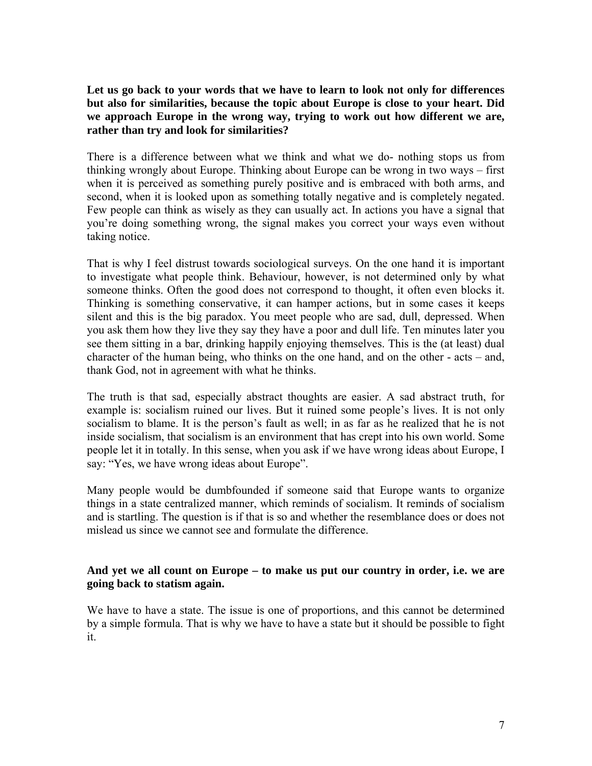**Let us go back to your words that we have to learn to look not only for differences but also for similarities, because the topic about Europe is close to your heart. Did we approach Europe in the wrong way, trying to work out how different we are, rather than try and look for similarities?**

There is a difference between what we think and what we do- nothing stops us from thinking wrongly about Europe. Thinking about Europe can be wrong in two ways – first when it is perceived as something purely positive and is embraced with both arms, and second, when it is looked upon as something totally negative and is completely negated. Few people can think as wisely as they can usually act. In actions you have a signal that you're doing something wrong, the signal makes you correct your ways even without taking notice.

That is why I feel distrust towards sociological surveys. On the one hand it is important to investigate what people think. Behaviour, however, is not determined only by what someone thinks. Often the good does not correspond to thought, it often even blocks it. Thinking is something conservative, it can hamper actions, but in some cases it keeps silent and this is the big paradox. You meet people who are sad, dull, depressed. When you ask them how they live they say they have a poor and dull life. Ten minutes later you see them sitting in a bar, drinking happily enjoying themselves. This is the (at least) dual character of the human being, who thinks on the one hand, and on the other - acts – and, thank God, not in agreement with what he thinks.

The truth is that sad, especially abstract thoughts are easier. A sad abstract truth, for example is: socialism ruined our lives. But it ruined some people's lives. It is not only socialism to blame. It is the person's fault as well; in as far as he realized that he is not inside socialism, that socialism is an environment that has crept into his own world. Some people let it in totally. In this sense, when you ask if we have wrong ideas about Europe, I say: "Yes, we have wrong ideas about Europe".

Many people would be dumbfounded if someone said that Europe wants to organize things in a state centralized manner, which reminds of socialism. It reminds of socialism and is startling. The question is if that is so and whether the resemblance does or does not mislead us since we cannot see and formulate the difference.

**And yet we all count on Europe – to make us put our country in order, i.e. we are going back to statism again.**

We have to have a state. The issue is one of proportions, and this cannot be determined by a simple formula. That is why we have to have a state but it should be possible to fight it.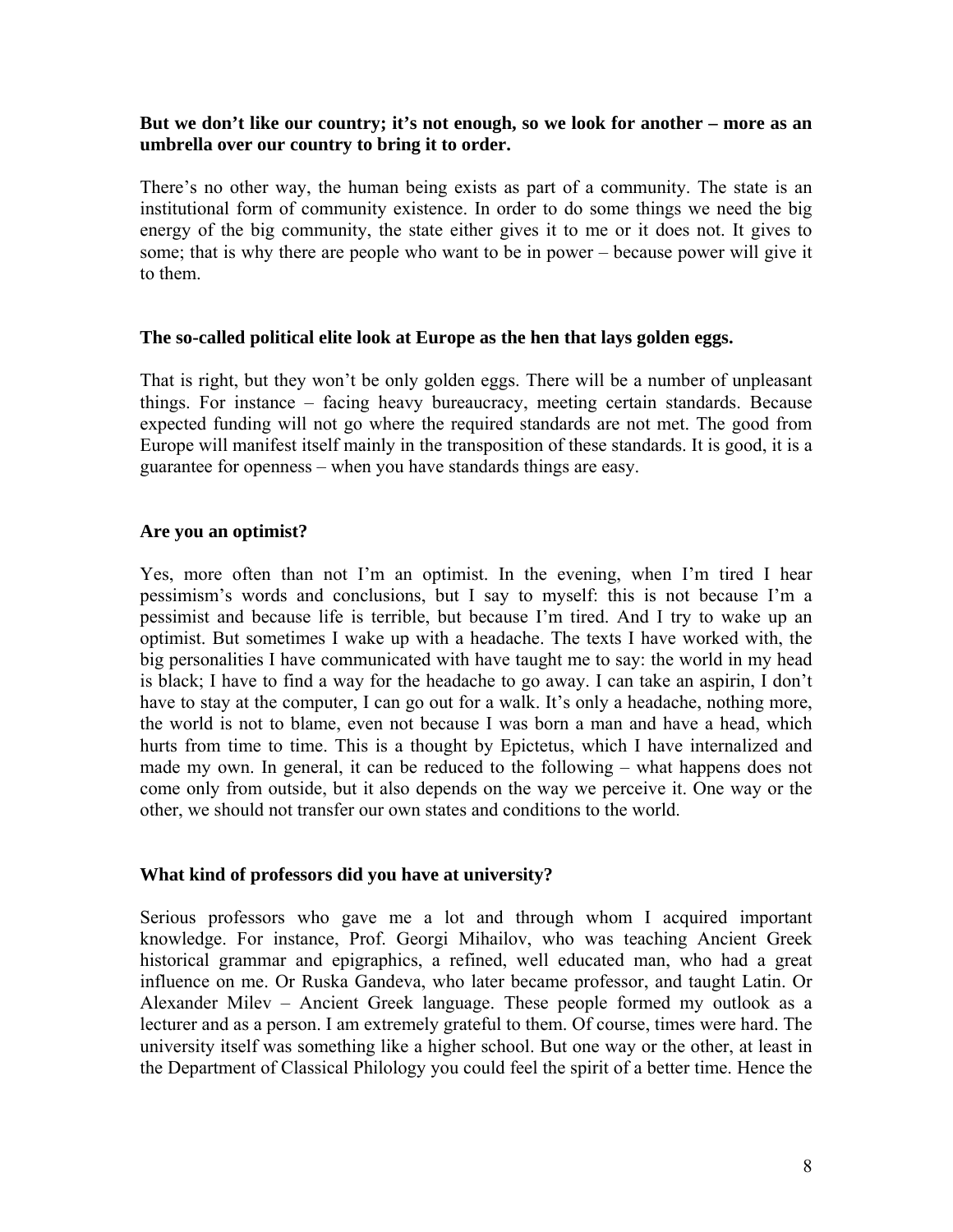**But we don't like our country; it's not enough, so we look for another – more as an umbrella over our country to bring it to order.**

There's no other way, the human being exists as part of a community. The state is an institutional form of community existence. In order to do some things we need the big energy of the big community, the state either gives it to me or it does not. It gives to some; that is why there are people who want to be in power – because power will give it to them.

**The so-called political elite look at Europe as the hen that lays golden eggs.**

That is right, but they won't be only golden eggs. There will be a number of unpleasant things. For instance – facing heavy bureaucracy, meeting certain standards. Because expected funding will not go where the required standards are not met. The good from Europe will manifest itself mainly in the transposition of these standards. It is good, it is a guarantee for openness – when you have standards things are easy.

**Are you an optimist?**

Yes, more often than not I'm an optimist. In the evening, when I'm tired I hear pessimism's words and conclusions, but I say to myself: this is not because I'm a pessimist and because life is terrible, but because I'm tired. And I try to wake up an optimist. But sometimes I wake up with a headache. The texts I have worked with, the big personalities I have communicated with have taught me to say: the world in my head is black; I have to find a way for the headache to go away. I can take an aspirin, I don't have to stay at the computer, I can go out for a walk. It's only a headache, nothing more, the world is not to blame, even not because I was born a man and have a head, which hurts from time to time. This is a thought by Epictetus, which I have internalized and made my own. In general, it can be reduced to the following – what happens does not come only from outside, but it also depends on the way we perceive it. One way or the other, we should not transfer our own states and conditions to the world.

**What kind of professors did you have at university?**

Serious professors who gave me a lot and through whom I acquired important knowledge. For instance, Prof. Georgi Mihailov, who was teaching Ancient Greek historical grammar and epigraphics, a refined, well educated man, who had a great influence on me. Or Ruska Gandeva, who later became professor, and taught Latin. Or Alexander Milev – Ancient Greek language. These people formed my outlook as a lecturer and as a person. I am extremely grateful to them. Of course, times were hard. The university itself was something like a higher school. But one way or the other, at least in the Department of Classical Philology you could feel the spirit of a better time. Hence the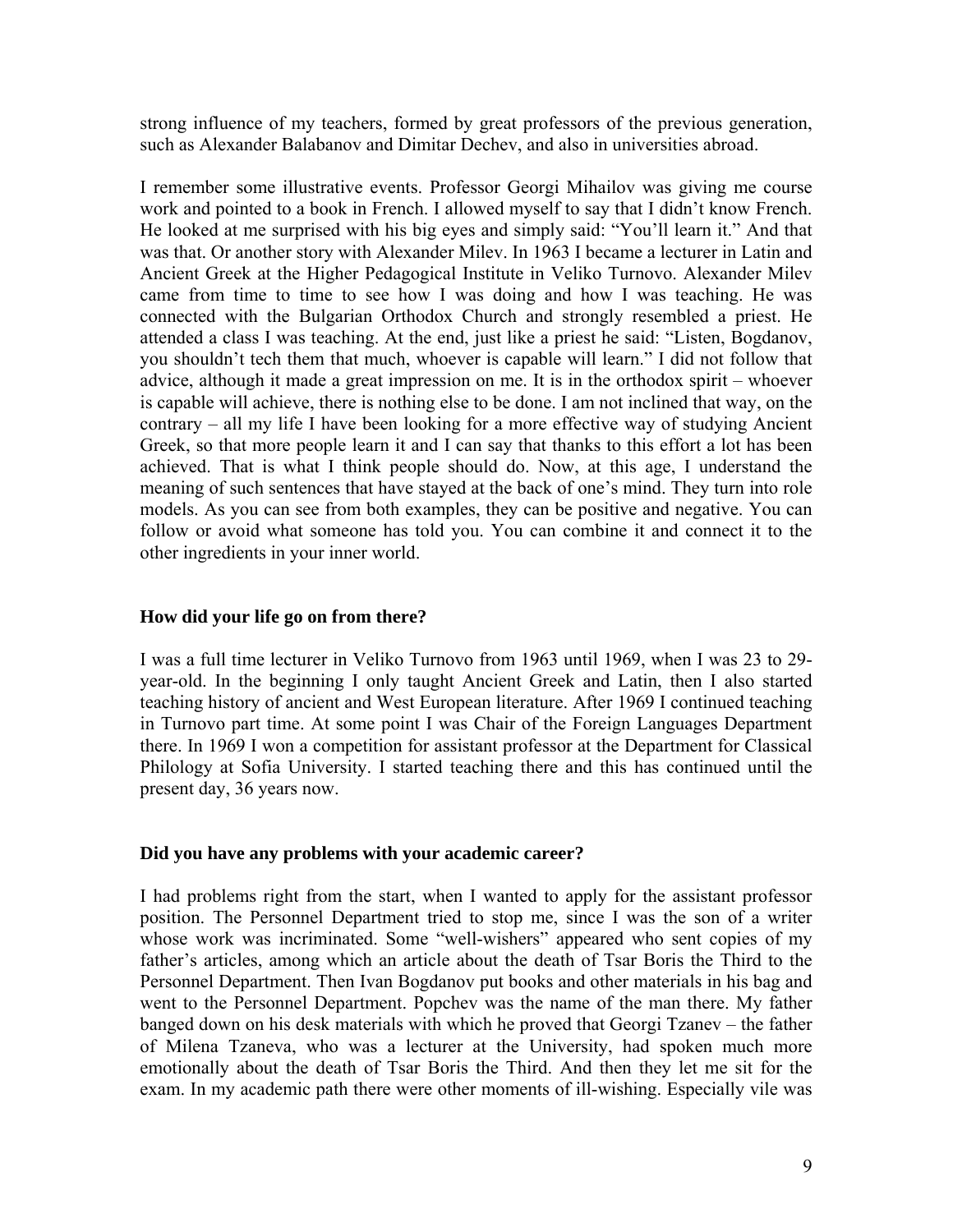strong influence of my teachers, formed by great professors of the previous generation, such as Alexander Balabanov and Dimitar Dechev, and also in universities abroad.

I remember some illustrative events. Professor Georgi Mihailov was giving me course work and pointed to a book in French. I allowed myself to say that I didn't know French. He looked at me surprised with his big eyes and simply said: "You'll learn it." And that was that. Or another story with Alexander Milev. In 1963 I became a lecturer in Latin and Ancient Greek at the Higher Pedagogical Institute in Veliko Turnovo. Alexander Milev came from time to time to see how I was doing and how I was teaching. He was connected with the Bulgarian Orthodox Church and strongly resembled a priest. He attended a class I was teaching. At the end, just like a priest he said: "Listen, Bogdanov, you shouldn't tech them that much, whoever is capable will learn." I did not follow that advice, although it made a great impression on me. It is in the orthodox spirit – whoever is capable will achieve, there is nothing else to be done. I am not inclined that way, on the contrary – all my life I have been looking for a more effective way of studying Ancient Greek, so that more people learn it and I can say that thanks to this effort a lot has been achieved. That is what I think people should do. Now, at this age, I understand the meaning of such sentences that have stayed at the back of one's mind. They turn into role models. As you can see from both examples, they can be positive and negative. You can follow or avoid what someone has told you. You can combine it and connect it to the other ingredients in your inner world.

**How did your life go on from there?**

I was a full time lecturer in Veliko Turnovo from 1963 until 1969, when I was 23 to 29-year-old. In the beginning I only taught Ancient Greek and Latin, then I also started teaching history of ancient and West European literature. After 1969 I continued teaching in Turnovo part time. At some point I was Chair of the Foreign Languages Department there. In 1969 I won a competition for assistant professor at the Department for Classical Philology at Sofia University. I started teaching there and this has continued until the present day, 36 years now.

**Did you have any problems with your academic career?**

I had problems right from the start, when I wanted to apply for the assistant professor position. The Personnel Department tried to stop me, since I was the son of a writer whose work was incriminated. Some "well-wishers" appeared who sent copies of my father's articles, among which an article about the death of Tsar Boris the Third to the Personnel Department. Then Ivan Bogdanov put books and other materials in his bag and went to the Personnel Department. Popchev was the name of the man there. My father banged down on his desk materials with which he proved that Georgi Tzanev – the father of Milena Tzaneva, who was a lecturer at the University, had spoken much more emotionally about the death of Tsar Boris the Third. And then they let me sit for the exam. In my academic path there were other moments of ill-wishing. Especially vile was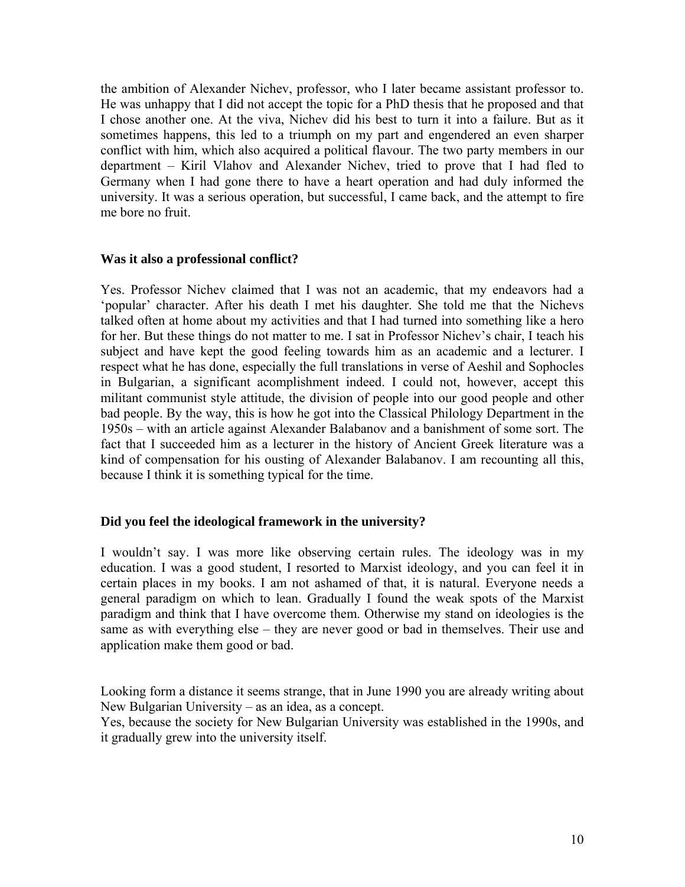the ambition of Alexander Nichev, professor, who I later became assistant professor to. He was unhappy that I did not accept the topic for a PhD thesis that he proposed and that I chose another one. At the viva, Nichev did his best to turn it into a failure. But as it sometimes happens, this led to a triumph on my part and engendered an even sharper conflict with him, which also acquired a political flavour. The two party members in our department – Kiril Vlahov and Alexander Nichev, tried to prove that I had fled to Germany when I had gone there to have a heart operation and had duly informed the university. It was a serious operation, but successful, I came back, and the attempt to fire me bore no fruit.

**Was it also a professional conflict?**

Yes. Professor Nichev claimed that I was not an academic, that my endeavors had a 'popular' character. After his death I met his daughter. She told me that the Nichevs talked often at home about my activities and that I had turned into something like a hero for her. But these things do not matter to me. I sat in Professor Nichev's chair, I teach his subject and have kept the good feeling towards him as an academic and a lecturer. I respect what he has done, especially the full translations in verse of Aeshil and Sophocles in Bulgarian, a significant acomplishment indeed. I could not, however, accept this militant communist style attitude, the division of people into our good people and other bad people. By the way, this is how he got into the Classical Philology Department in the 1950s – with an article against Alexander Balabanov and a banishment of some sort. The fact that I succeeded him as a lecturer in the history of Ancient Greek literature was a kind of compensation for his ousting of Alexander Balabanov. I am recounting all this, because I think it is something typical for the time.

**Did you feel the ideological framework in the university?**

I wouldn't say. I was more like observing certain rules. The ideology was in my education. I was a good student, I resorted to Marxist ideology, and you can feel it in certain places in my books. I am not ashamed of that, it is natural. Everyone needs a general paradigm on which to lean. Gradually I found the weak spots of the Marxist paradigm and think that I have overcome them. Otherwise my stand on ideologies is the same as with everything else – they are never good or bad in themselves. Their use and application make them good or bad.

Looking form a distance it seems strange, that in June 1990 you are already writing about New Bulgarian University – as an idea, as a concept.
Yes, because the society for New Bulgarian University was established in the 1990s, and it gradually grew into the university itself.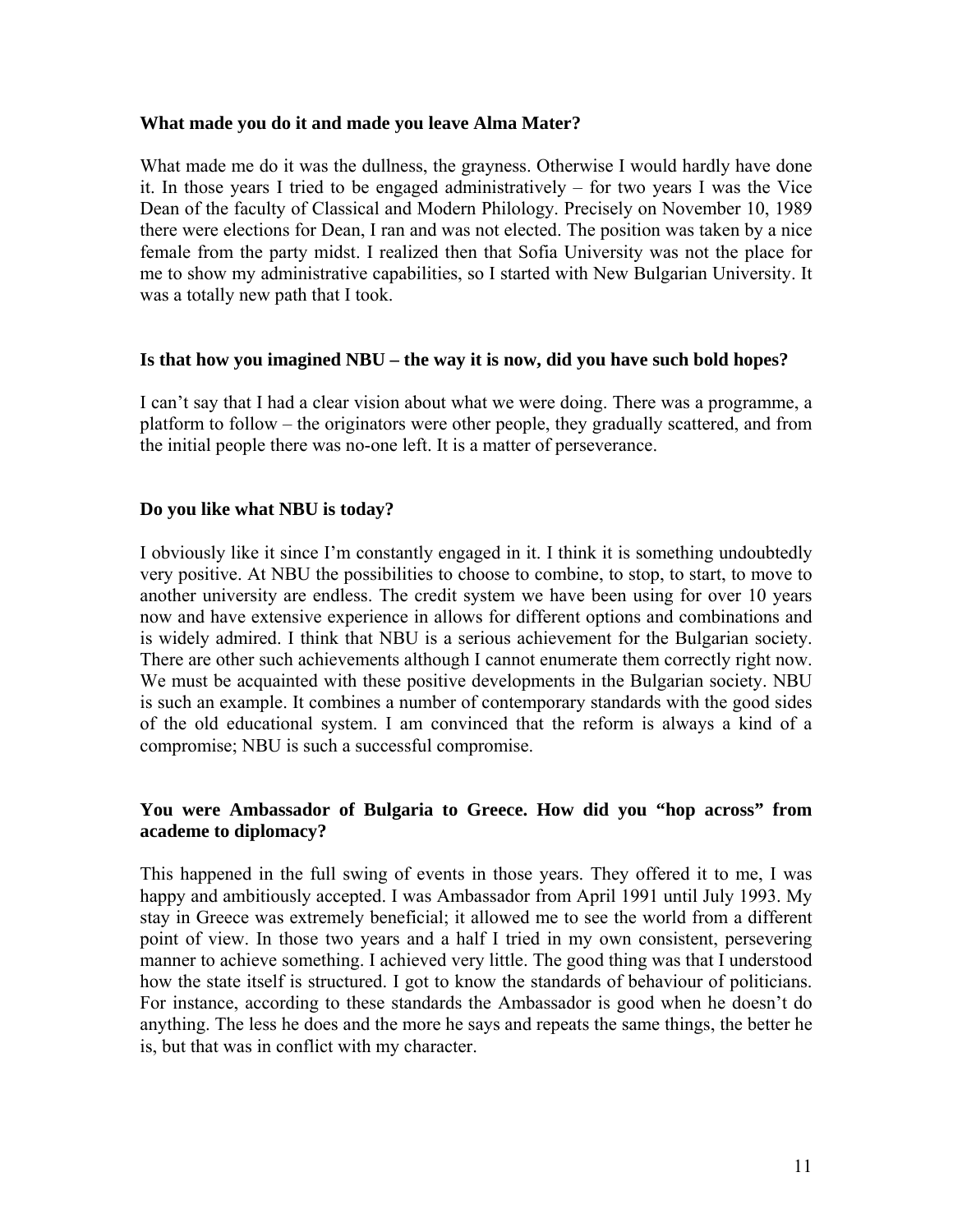**What made you do it and made you leave Alma Mater?**

What made me do it was the dullness, the grayness. Otherwise I would hardly have done it. In those years I tried to be engaged administratively – for two years I was the Vice Dean of the faculty of Classical and Modern Philology. Precisely on November 10, 1989 there were elections for Dean, I ran and was not elected. The position was taken by a nice female from the party midst. I realized then that Sofia University was not the place for me to show my administrative capabilities, so I started with New Bulgarian University. It was a totally new path that I took.

**Is that how you imagined NBU – the way it is now, did you have such bold hopes?**

I can't say that I had a clear vision about what we were doing. There was a programme, a platform to follow – the originators were other people, they gradually scattered, and from the initial people there was no-one left. It is a matter of perseverance.

**Do you like what NBU is today?**

I obviously like it since I'm constantly engaged in it. I think it is something undoubtedly very positive. At NBU the possibilities to choose to combine, to stop, to start, to move to another university are endless. The credit system we have been using for over 10 years now and have extensive experience in allows for different options and combinations and is widely admired. I think that NBU is a serious achievement for the Bulgarian society. There are other such achievements although I cannot enumerate them correctly right now. We must be acquainted with these positive developments in the Bulgarian society. NBU is such an example. It combines a number of contemporary standards with the good sides of the old educational system. I am convinced that the reform is always a kind of a compromise; NBU is such a successful compromise.

**You were Ambassador of Bulgaria to Greece. How did you "hop across" from academe to diplomacy?**

This happened in the full swing of events in those years. They offered it to me, I was happy and ambitiously accepted. I was Ambassador from April 1991 until July 1993. My stay in Greece was extremely beneficial; it allowed me to see the world from a different point of view. In those two years and a half I tried in my own consistent, persevering manner to achieve something. I achieved very little. The good thing was that I understood how the state itself is structured. I got to know the standards of behaviour of politicians. For instance, according to these standards the Ambassador is good when he doesn't do anything. The less he does and the more he says and repeats the same things, the better he is, but that was in conflict with my character.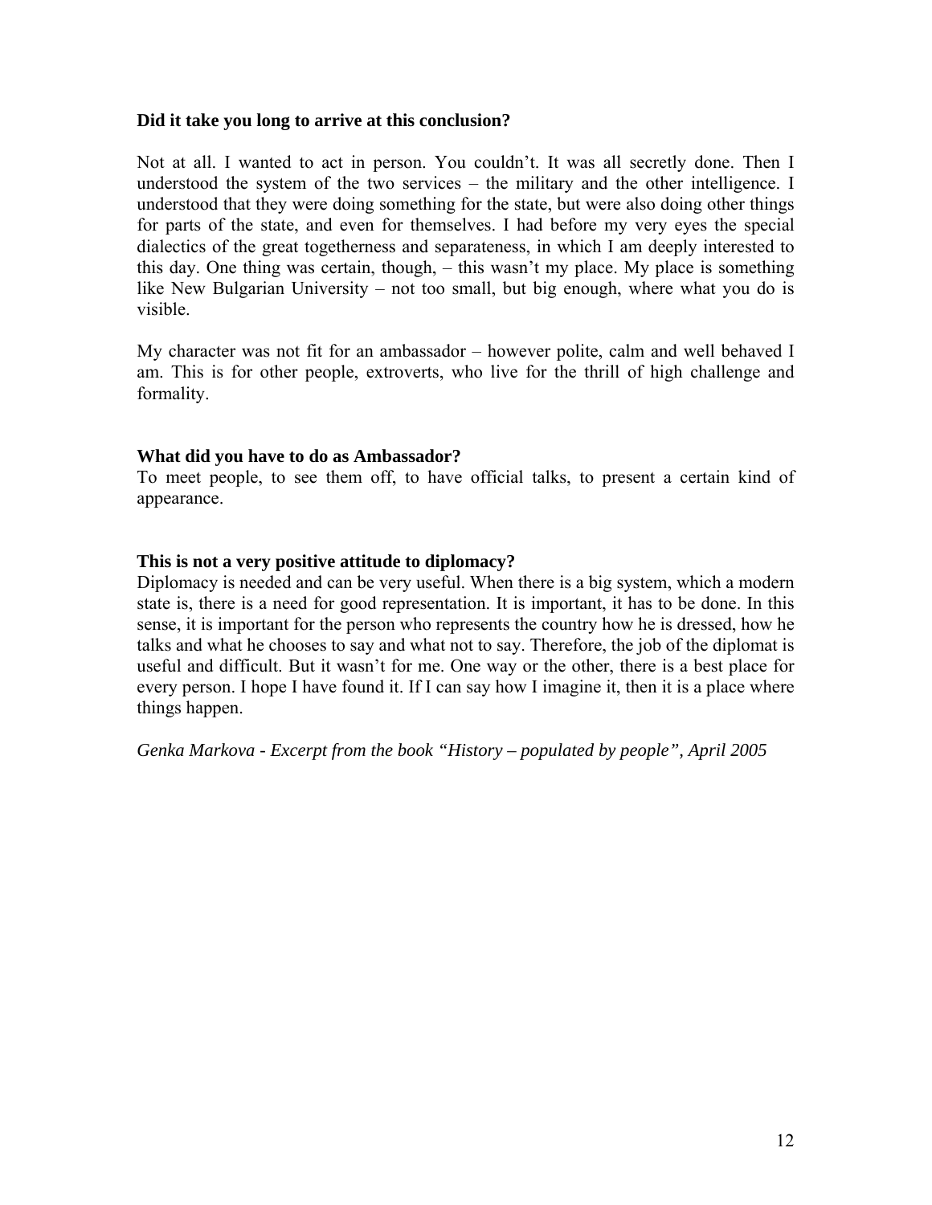**Did it take you long to arrive at this conclusion?**

Not at all. I wanted to act in person. You couldn't. It was all secretly done. Then I understood the system of the two services – the military and the other intelligence. I understood that they were doing something for the state, but were also doing other things for parts of the state, and even for themselves. I had before my very eyes the special dialectics of the great togetherness and separateness, in which I am deeply interested to this day. One thing was certain, though, – this wasn't my place. My place is something like New Bulgarian University – not too small, but big enough, where what you do is visible.

My character was not fit for an ambassador – however polite, calm and well behaved I am. This is for other people, extroverts, who live for the thrill of high challenge and formality.

**What did you have to do as Ambassador?**

To meet people, to see them off, to have official talks, to present a certain kind of appearance.

**This is not a very positive attitude to diplomacy?**

Diplomacy is needed and can be very useful. When there is a big system, which a modern state is, there is a need for good representation. It is important, it has to be done. In this sense, it is important for the person who represents the country how he is dressed, how he talks and what he chooses to say and what not to say. Therefore, the job of the diplomat is useful and difficult. But it wasn't for me. One way or the other, there is a best place for every person. I hope I have found it. If I can say how I imagine it, then it is a place where things happen.

*Genka Markova - Excerpt from the book "History – populated by people", April 2005*